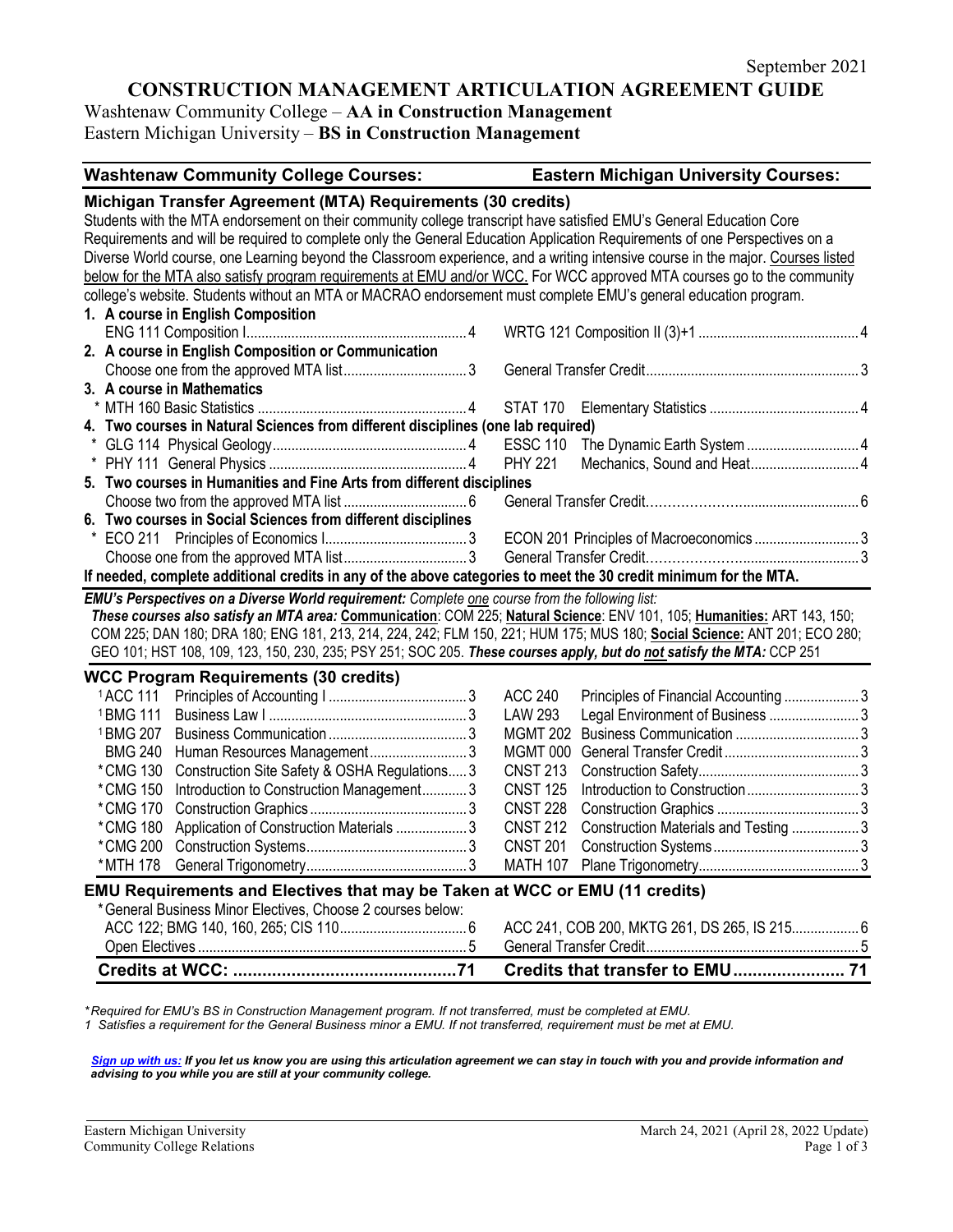September 2021

# CONSTRUCTION MANAGEMENT ARTICULATION AGREEMENT GUIDE

Washtenaw Community College – **AA in Construction Management**
Eastern Michigan University – **BS in Construction Management**

| Washtenaw Community College Courses: | Eastern Michigan University Courses: |
|---|---|

## Michigan Transfer Agreement (MTA) Requirements (30 credits)

Students with the MTA endorsement on their community college transcript have satisfied EMU's General Education Core Requirements and will be required to complete only the General Education Application Requirements of one Perspectives on a Diverse World course, one Learning beyond the Classroom experience, and a writing intensive course in the major. Courses listed below for the MTA also satisfy program requirements at EMU and/or WCC. For WCC approved MTA courses go to the community college's website. Students without an MTA or MACRAO endorsement must complete EMU's general education program.

| WCC Course | Credits | EMU Course | Credits |
|---|---|---|---|
| **1. A course in English Composition** | | | |
| ENG 111 Composition I | 4 | WRTG 121 Composition II (3)+1 | 4 |
| **2. A course in English Composition or Communication** | | | |
| Choose one from the approved MTA list | 3 | General Transfer Credit | 3 |
| **3. A course in Mathematics** | | | |
| * MTH 160 Basic Statistics | 4 | STAT 170 Elementary Statistics | 4 |
| **4. Two courses in Natural Sciences from different disciplines (one lab required)** | | | |
| * GLG 114 Physical Geology | 4 | ESSC 110 The Dynamic Earth System | 4 |
| * PHY 111 General Physics | 4 | PHY 221 Mechanics, Sound and Heat | 4 |
| **5. Two courses in Humanities and Fine Arts from different disciplines** | | | |
| Choose two from the approved MTA list | 6 | General Transfer Credit | 6 |
| **6. Two courses in Social Sciences from different disciplines** | | | |
| * ECO 211 Principles of Economics I | 3 | ECON 201 Principles of Macroeconomics | 3 |
| Choose one from the approved MTA list | 3 | General Transfer Credit | 3 |

**If needed, complete additional credits in any of the above categories to meet the 30 credit minimum for the MTA.**

***EMU's Perspectives on a Diverse World requirement:*** *Complete one course from the following list:*
***These courses also satisfy an MTA area:*** **Communication**: COM 225; **Natural Science**: ENV 101, 105; **Humanities:** ART 143, 150; COM 225; DAN 180; DRA 180; ENG 181, 213, 214, 224, 242; FLM 150, 221; HUM 175; MUS 180; **Social Science:** ANT 201; ECO 280; GEO 101; HST 108, 109, 123, 150, 230, 235; PSY 251; SOC 205. ***These courses apply, but do not satisfy the MTA:*** CCP 251

## WCC Program Requirements (30 credits)

| WCC Course | Credits | EMU Course | Credits |
|---|---|---|---|
| [1]ACC 111 Principles of Accounting I | 3 | ACC 240 Principles of Financial Accounting | 3 |
| [1]BMG 111 Business Law I | 3 | LAW 293 Legal Environment of Business | 3 |
| [1]BMG 207 Business Communication | 3 | MGMT 202 Business Communication | 3 |
| BMG 240 Human Resources Management | 3 | MGMT 000 General Transfer Credit | 3 |
| *CMG 130 Construction Site Safety & OSHA Regulations | 3 | CNST 213 Construction Safety | 3 |
| *CMG 150 Introduction to Construction Management | 3 | CNST 125 Introduction to Construction | 3 |
| *CMG 170 Construction Graphics | 3 | CNST 228 Construction Graphics | 3 |
| *CMG 180 Application of Construction Materials | 3 | CNST 212 Construction Materials and Testing | 3 |
| *CMG 200 Construction Systems | 3 | CNST 201 Construction Systems | 3 |
| *MTH 178 General Trigonometry | 3 | MATH 107 Plane Trigonometry | 3 |

## EMU Requirements and Electives that may be Taken at WCC or EMU (11 credits)

| WCC Course | Credits | EMU Course | Credits |
|---|---|---|---|
| *General Business Minor Electives, Choose 2 courses below: ACC 122; BMG 140, 160, 265; CIS 110 | 6 | ACC 241, COB 200, MKTG 261, DS 265, IS 215 | 6 |
| Open Electives | 5 | General Transfer Credit | 5 |
| **Credits at WCC:** | **71** | **Credits that transfer to EMU** | **71** |

*Required for EMU's BS in Construction Management program. If not transferred, must be completed at EMU.
1 Satisfies a requirement for the General Business minor a EMU. If not transferred, requirement must be met at EMU.

***Sign up with us:** If you let us know you are using this articulation agreement we can stay in touch with you and provide information and advising to you while you are still at your community college.*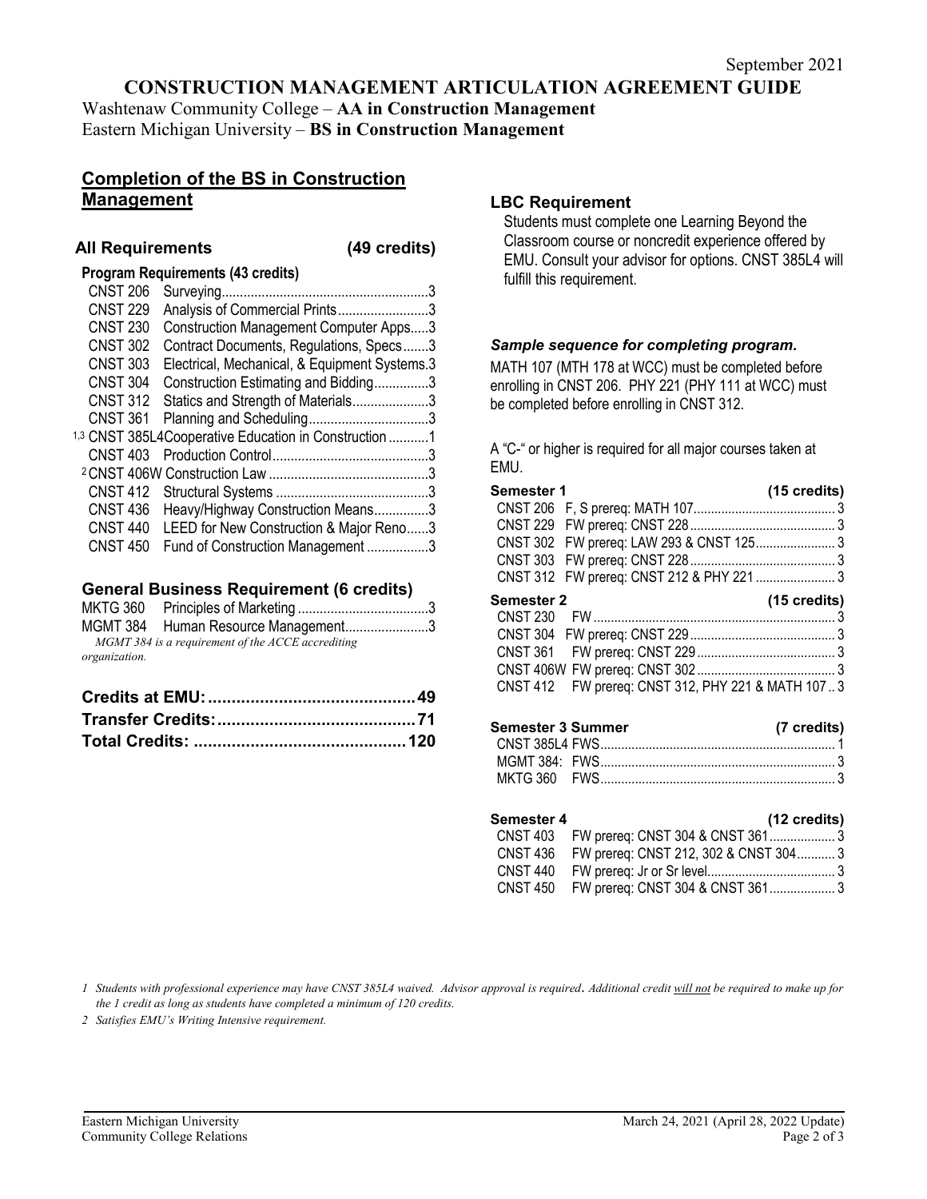September 2021

# CONSTRUCTION MANAGEMENT ARTICULATION AGREEMENT GUIDE

Washtenaw Community College – **AA in Construction Management**
Eastern Michigan University – **BS in Construction Management**

## Completion of the BS in Construction Management

### All Requirements (49 credits)

**Program Requirements (43 credits)**

| | Course | Title | Credits |
|---|---|---|---|
| | CNST 206 | Surveying | 3 |
| | CNST 229 | Analysis of Commercial Prints | 3 |
| | CNST 230 | Construction Management Computer Apps | 3 |
| | CNST 302 | Contract Documents, Regulations, Specs | 3 |
| | CNST 303 | Electrical, Mechanical, & Equipment Systems | 3 |
| | CNST 304 | Construction Estimating and Bidding | 3 |
| | CNST 312 | Statics and Strength of Materials | 3 |
| | CNST 361 | Planning and Scheduling | 3 |
| [1,3] | CNST 385L4 | Cooperative Education in Construction | 1 |
| | CNST 403 | Production Control | 3 |
| [2] | CNST 406W | Construction Law | 3 |
| | CNST 412 | Structural Systems | 3 |
| | CNST 436 | Heavy/Highway Construction Means | 3 |
| | CNST 440 | LEED for New Construction & Major Reno | 3 |
| | CNST 450 | Fund of Construction Management | 3 |

### General Business Requirement (6 credits)

| Course | Title | Credits |
|---|---|---|
| MKTG 360 | Principles of Marketing | 3 |
| MGMT 384 | Human Resource Management | 3 |

*MGMT 384 is a requirement of the ACCE accrediting organization.*

| | |
|---|---|
| **Credits at EMU:** | **49** |
| **Transfer Credits:** | **71** |
| **Total Credits:** | **120** |

### LBC Requirement

Students must complete one Learning Beyond the Classroom course or noncredit experience offered by EMU. Consult your advisor for options. CNST 385L4 will fulfill this requirement.

### *Sample sequence for completing program.*

MATH 107 (MTH 178 at WCC) must be completed before enrolling in CNST 206. PHY 221 (PHY 111 at WCC) must be completed before enrolling in CNST 312.

A "C-" or higher is required for all major courses taken at EMU.

**Semester 1 (15 credits)**

| Course | Offered / Prerequisites | Credits |
|---|---|---|
| CNST 206 | F, S prereq: MATH 107 | 3 |
| CNST 229 | FW prereq: CNST 228 | 3 |
| CNST 302 | FW prereq: LAW 293 & CNST 125 | 3 |
| CNST 303 | FW prereq: CNST 228 | 3 |
| CNST 312 | FW prereq: CNST 212 & PHY 221 | 3 |

**Semester 2 (15 credits)**

| Course | Offered / Prerequisites | Credits |
|---|---|---|
| CNST 230 | FW | 3 |
| CNST 304 | FW prereq: CNST 229 | 3 |
| CNST 361 | FW prereq: CNST 229 | 3 |
| CNST 406W | FW prereq: CNST 302 | 3 |
| CNST 412 | FW prereq: CNST 312, PHY 221 & MATH 107 | 3 |

**Semester 3 Summer (7 credits)**

| Course | Offered / Prerequisites | Credits |
|---|---|---|
| CNST 385L4 | FWS | 1 |
| MGMT 384: | FWS | 3 |
| MKTG 360 | FWS | 3 |

**Semester 4 (12 credits)**

| Course | Offered / Prerequisites | Credits |
|---|---|---|
| CNST 403 | FW prereq: CNST 304 & CNST 361 | 3 |
| CNST 436 | FW prereq: CNST 212, 302 & CNST 304 | 3 |
| CNST 440 | FW prereq: Jr or Sr level | 3 |
| CNST 450 | FW prereq: CNST 304 & CNST 361 | 3 |

*1 Students with professional experience may have CNST 385L4 waived. Advisor approval is required. Additional credit will not be required to make up for the 1 credit as long as students have completed a minimum of 120 credits.*

*2 Satisfies EMU's Writing Intensive requirement.*

Eastern Michigan University
Community College Relations

March 24, 2021 (April 28, 2022 Update)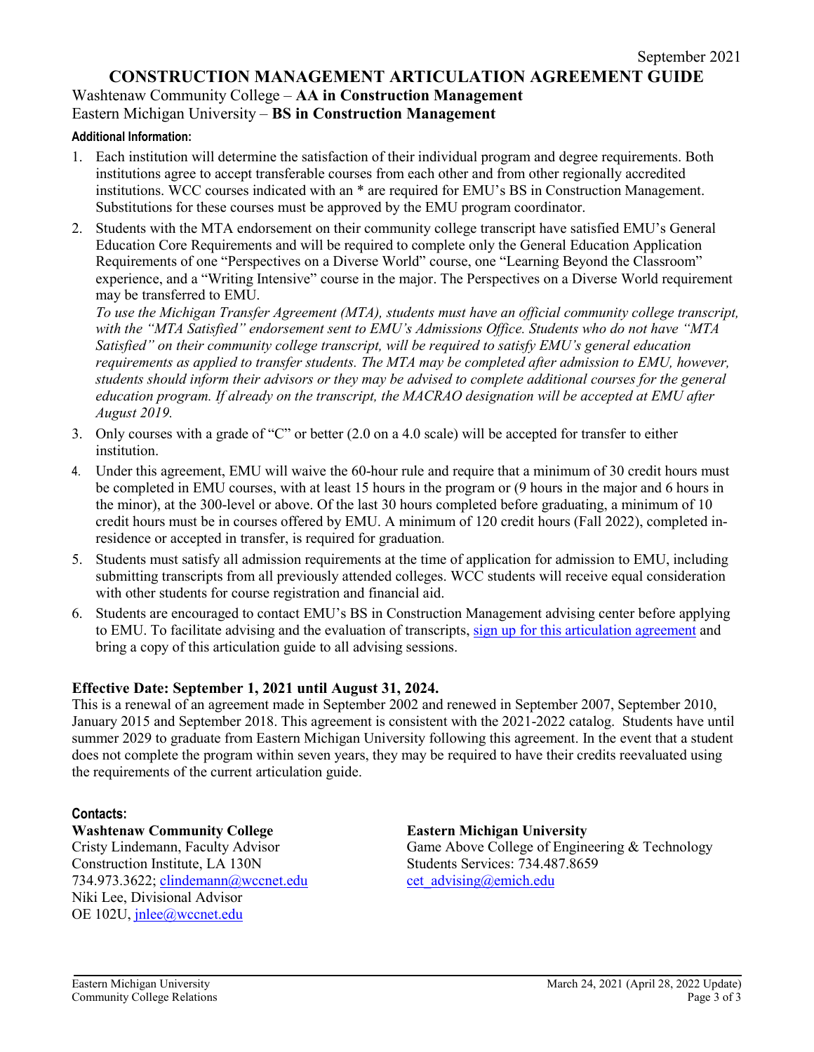September 2021

# CONSTRUCTION MANAGEMENT ARTICULATION AGREEMENT GUIDE

Washtenaw Community College – **AA in Construction Management**
Eastern Michigan University – **BS in Construction Management**

**Additional Information:**

1. Each institution will determine the satisfaction of their individual program and degree requirements. Both institutions agree to accept transferable courses from each other and from other regionally accredited institutions. WCC courses indicated with an * are required for EMU's BS in Construction Management. Substitutions for these courses must be approved by the EMU program coordinator.
2. Students with the MTA endorsement on their community college transcript have satisfied EMU's General Education Core Requirements and will be required to complete only the General Education Application Requirements of one "Perspectives on a Diverse World" course, one "Learning Beyond the Classroom" experience, and a "Writing Intensive" course in the major. The Perspectives on a Diverse World requirement may be transferred to EMU.
   *To use the Michigan Transfer Agreement (MTA), students must have an official community college transcript, with the "MTA Satisfied" endorsement sent to EMU's Admissions Office. Students who do not have "MTA Satisfied" on their community college transcript, will be required to satisfy EMU's general education requirements as applied to transfer students. The MTA may be completed after admission to EMU, however, students should inform their advisors or they may be advised to complete additional courses for the general education program. If already on the transcript, the MACRAO designation will be accepted at EMU after August 2019.*
3. Only courses with a grade of "C" or better (2.0 on a 4.0 scale) will be accepted for transfer to either institution.
4. Under this agreement, EMU will waive the 60-hour rule and require that a minimum of 30 credit hours must be completed in EMU courses, with at least 15 hours in the program or (9 hours in the major and 6 hours in the minor), at the 300-level or above. Of the last 30 hours completed before graduating, a minimum of 10 credit hours must be in courses offered by EMU. A minimum of 120 credit hours (Fall 2022), completed in-residence or accepted in transfer, is required for graduation.
5. Students must satisfy all admission requirements at the time of application for admission to EMU, including submitting transcripts from all previously attended colleges. WCC students will receive equal consideration with other students for course registration and financial aid.
6. Students are encouraged to contact EMU's BS in Construction Management advising center before applying to EMU. To facilitate advising and the evaluation of transcripts, [sign up for this articulation agreement] and bring a copy of this articulation guide to all advising sessions.

**Effective Date: September 1, 2021 until August 31, 2024.**

This is a renewal of an agreement made in September 2002 and renewed in September 2007, September 2010, January 2015 and September 2018. This agreement is consistent with the 2021-2022 catalog. Students have until summer 2029 to graduate from Eastern Michigan University following this agreement. In the event that a student does not complete the program within seven years, they may be required to have their credits reevaluated using the requirements of the current articulation guide.

**Contacts:**

**Washtenaw Community College**
Cristy Lindemann, Faculty Advisor
Construction Institute, LA 130N
734.973.3622; clindemann@wccnet.edu
Niki Lee, Divisional Advisor
OE 102U, jnlee@wccnet.edu

**Eastern Michigan University**
Game Above College of Engineering & Technology
Students Services: 734.487.8659
cet_advising@emich.edu

Eastern Michigan University
Community College Relations

March 24, 2021 (April 28, 2022 Update)